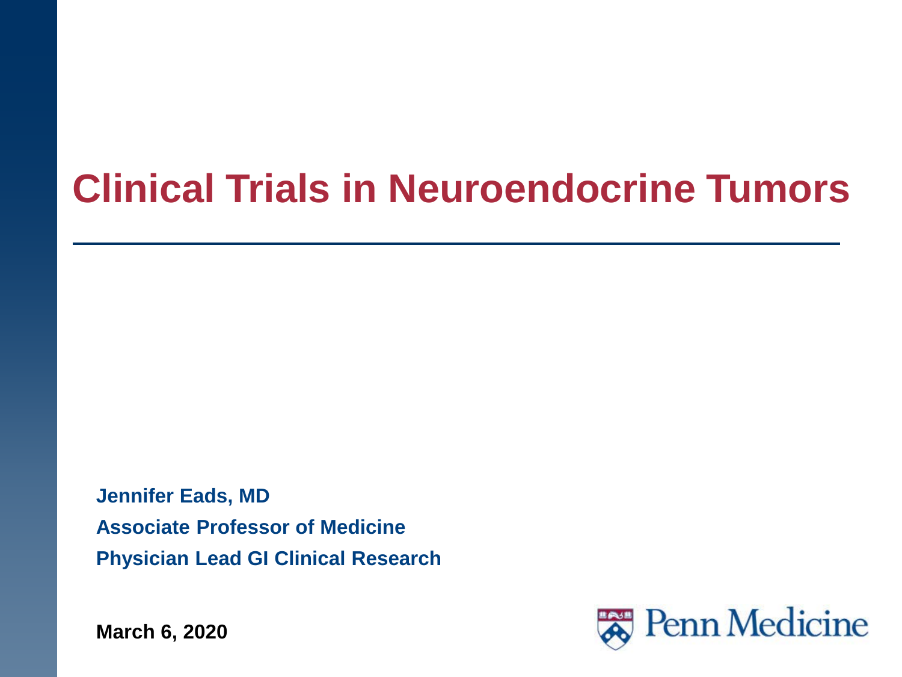# Clinical Trials in Neuroendocrine Tumors

**Jennifer Eads, MD**

**Associate Professor of Medicine**

**Physician Lead GI Clinical Research**

**March 6, 2020**

Penn Medicine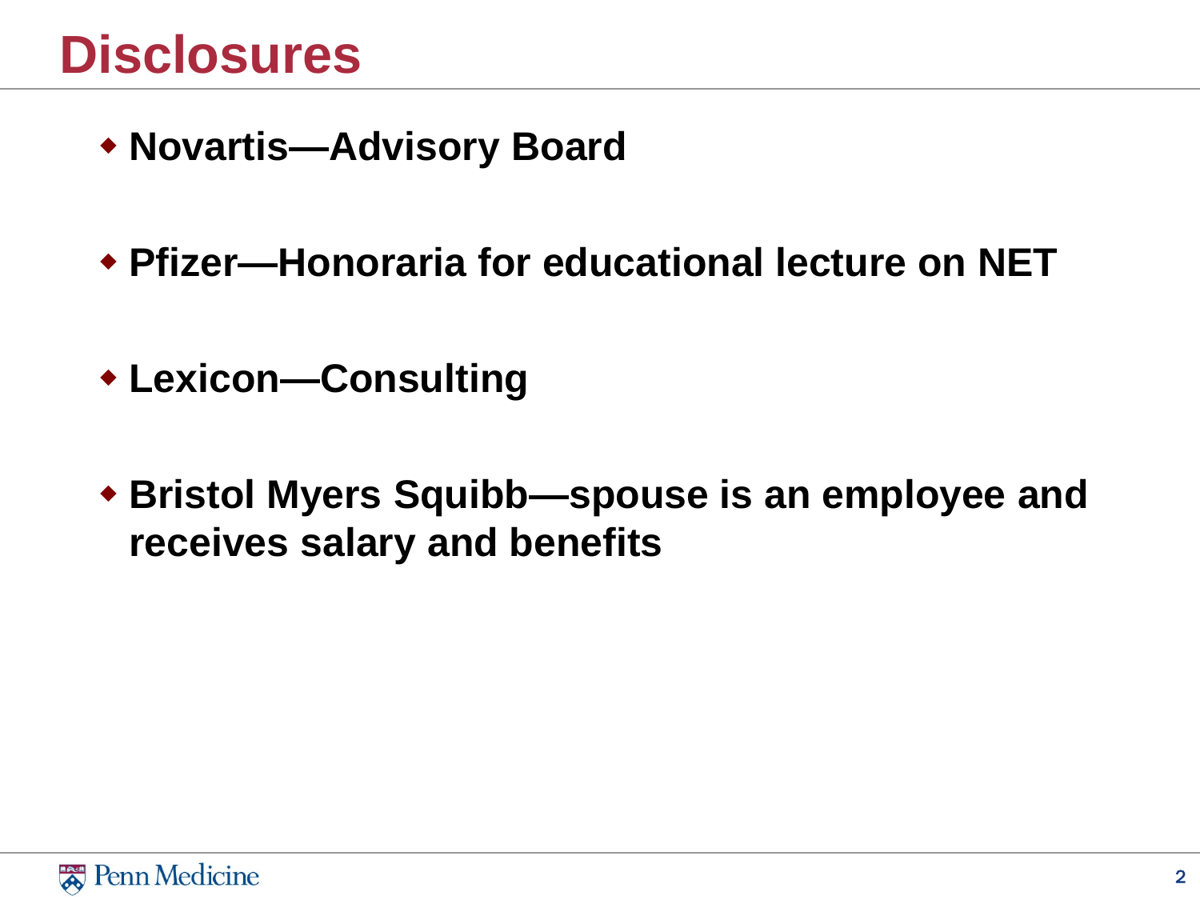# Disclosures

- **Novartis—Advisory Board**
- **Pfizer—Honoraria for educational lecture on NET**
- **Lexicon—Consulting**
- **Bristol Myers Squibb—spouse is an employee and receives salary and benefits**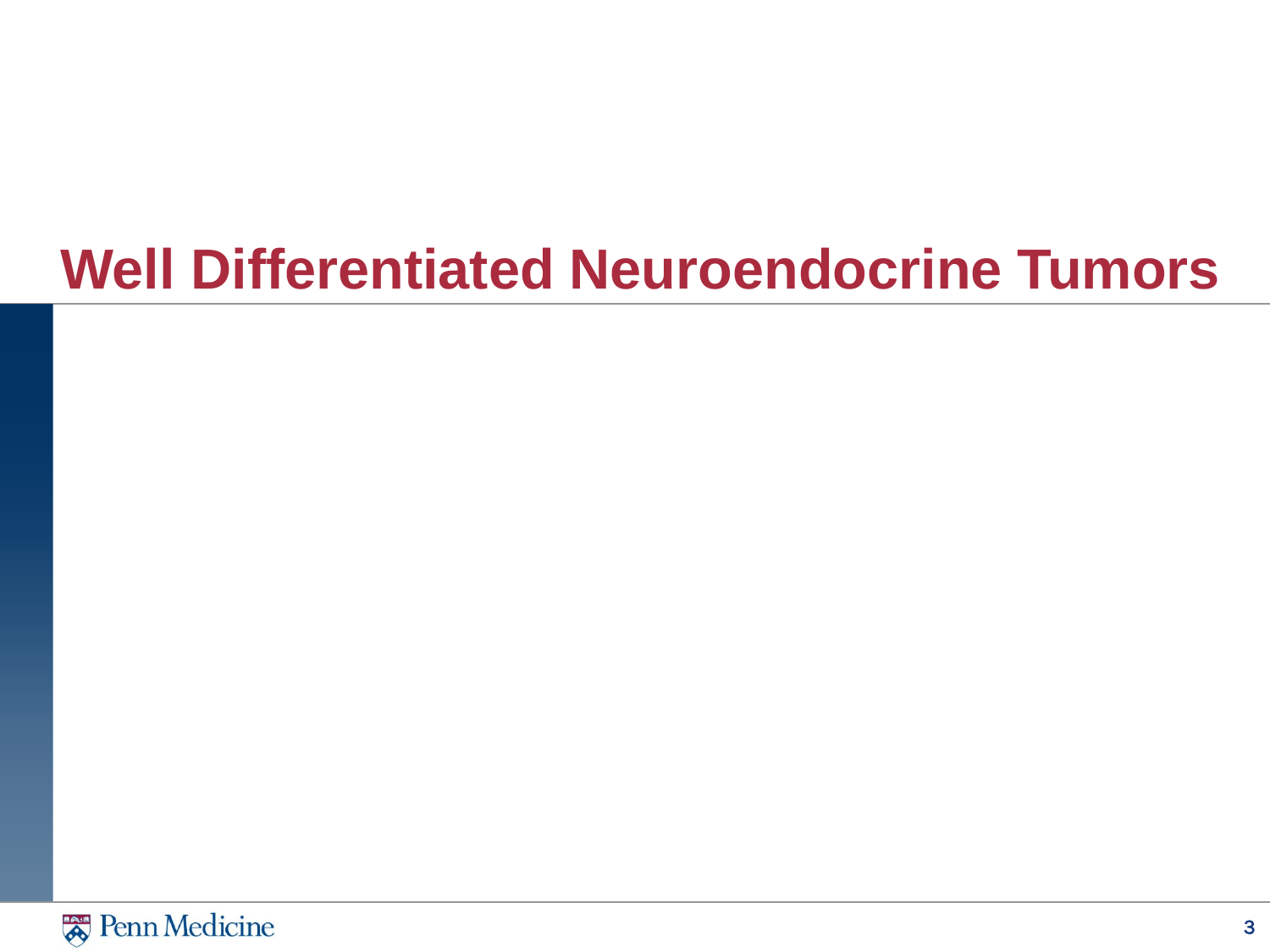# Well Differentiated Neuroendocrine Tumors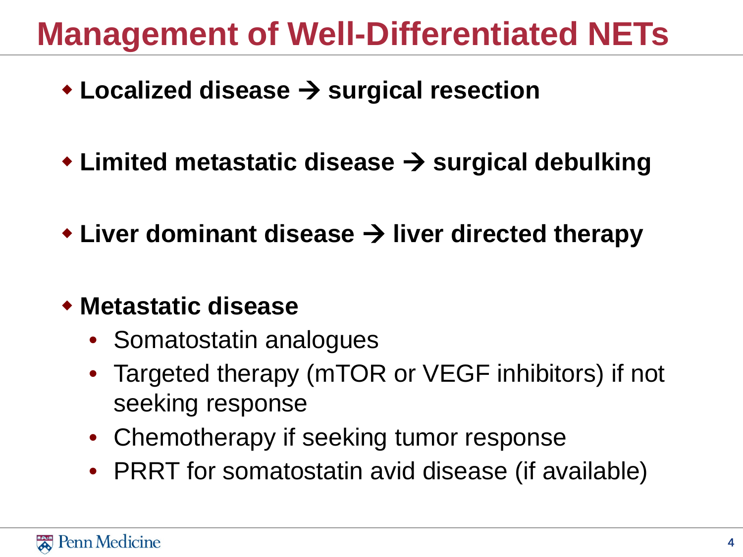# Management of Well-Differentiated NETs

- **Localized disease → surgical resection**
- **Limited metastatic disease → surgical debulking**
- **Liver dominant disease → liver directed therapy**
- **Metastatic disease**
  - Somatostatin analogues
  - Targeted therapy (mTOR or VEGF inhibitors) if not seeking response
  - Chemotherapy if seeking tumor response
  - PRRT for somatostatin avid disease (if available)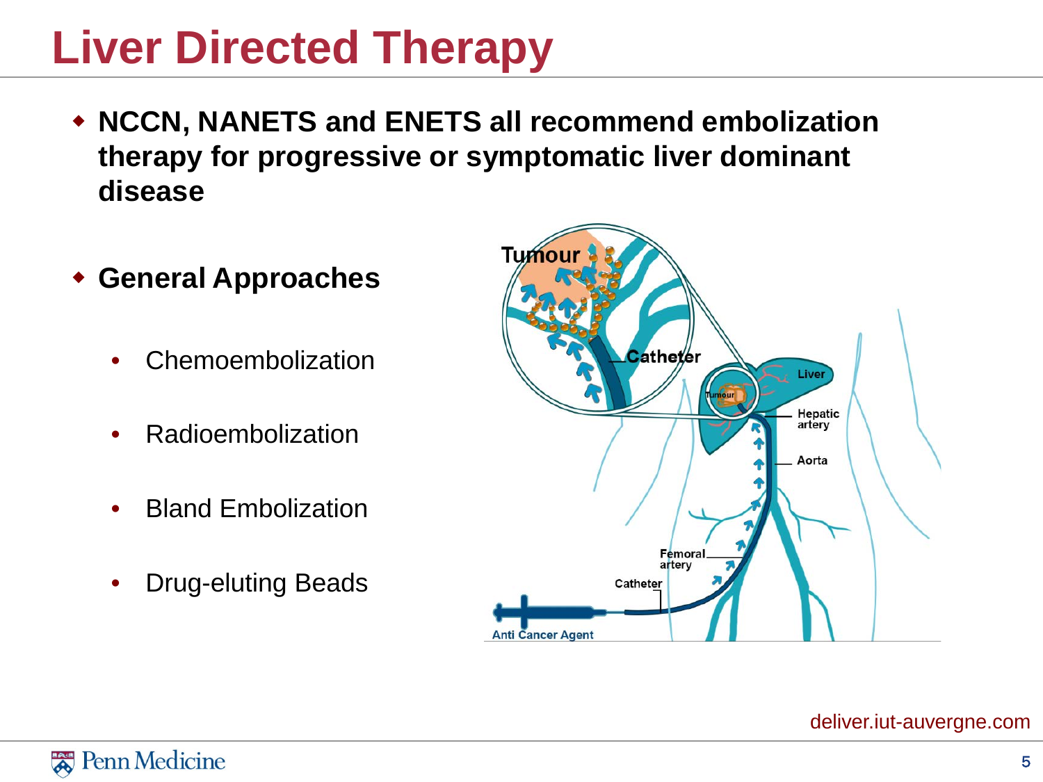# Liver Directed Therapy

- **NCCN, NANETS and ENETS all recommend embolization therapy for progressive or symptomatic liver dominant disease**

- **General Approaches**
  - Chemoembolization
  - Radioembolization
  - Bland Embolization
  - Drug-eluting Beads

deliver.iut-auvergne.com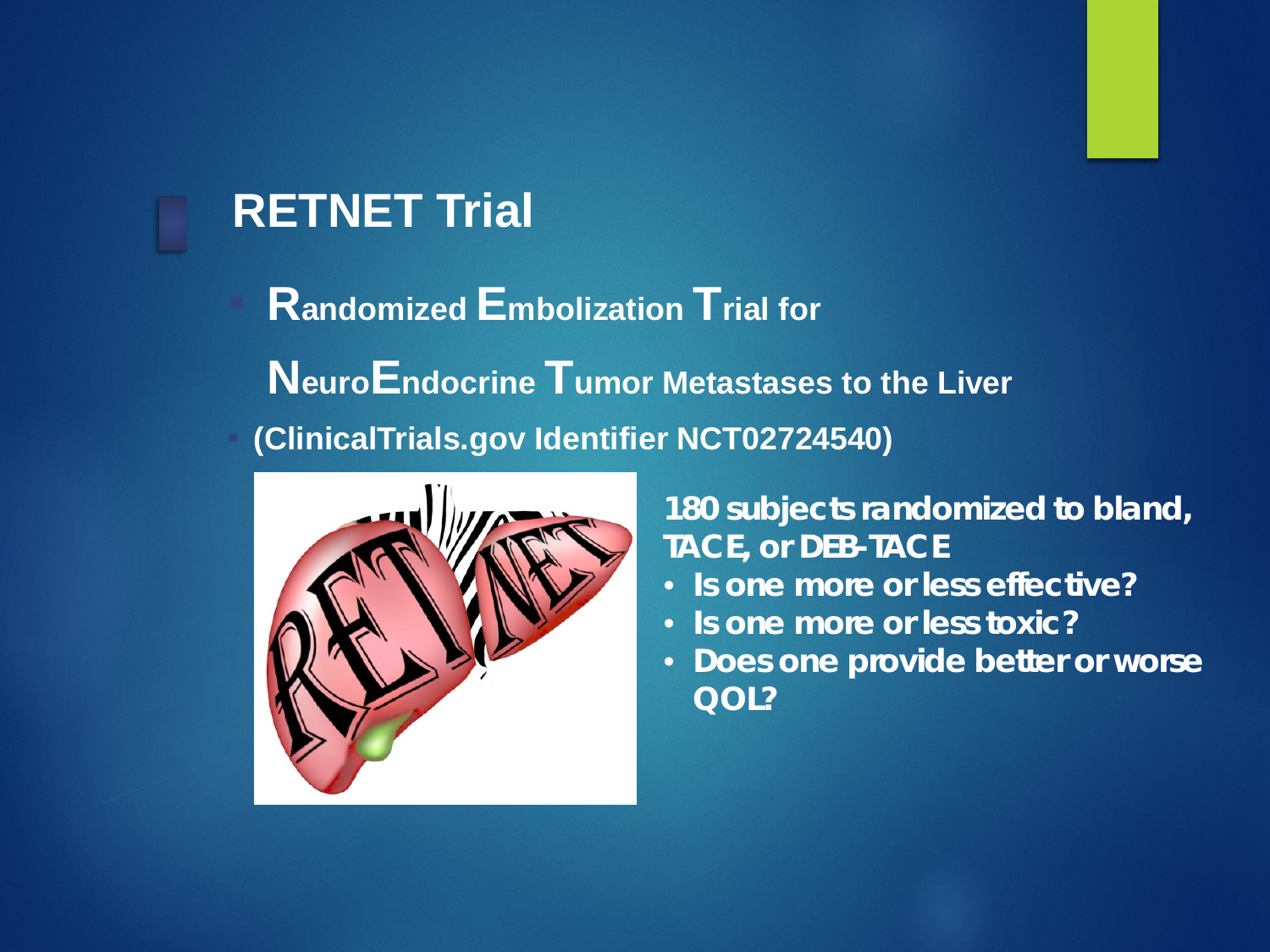# RETNET Trial

- **R**andomized **E**mbolization **T**rial for **N**euro**E**ndocrine **T**umor Metastases to the Liver
- (ClinicalTrials.gov Identifier NCT02724540)

**180 subjects randomized to bland, TACE, or DEB-TACE**

- **Is one more or less effective?**
- **Is one more or less toxic?**
- **Does one provide better or worse QOL?**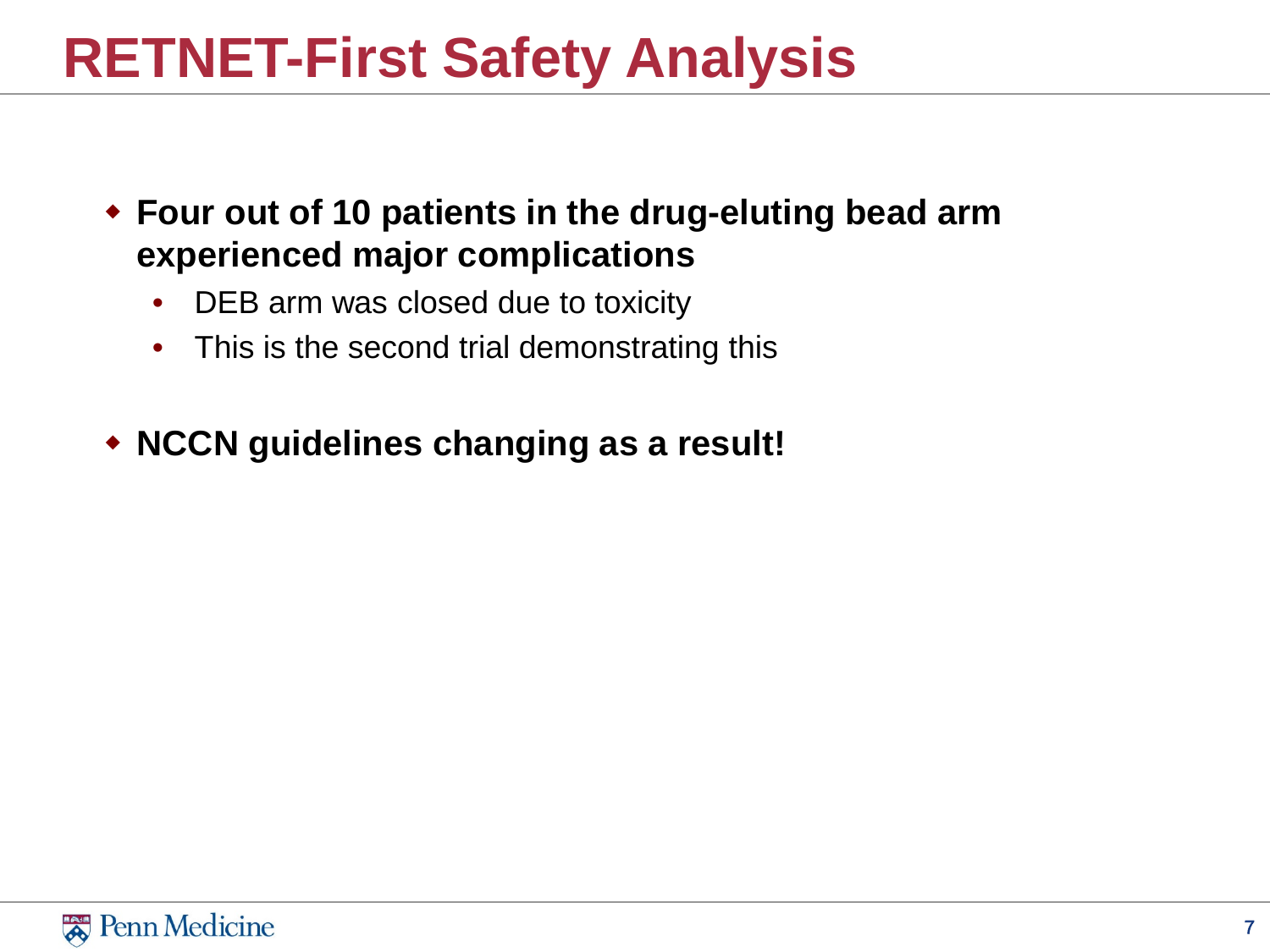# RETNET-First Safety Analysis

- **Four out of 10 patients in the drug-eluting bead arm experienced major complications**
  - DEB arm was closed due to toxicity
  - This is the second trial demonstrating this
- **NCCN guidelines changing as a result!**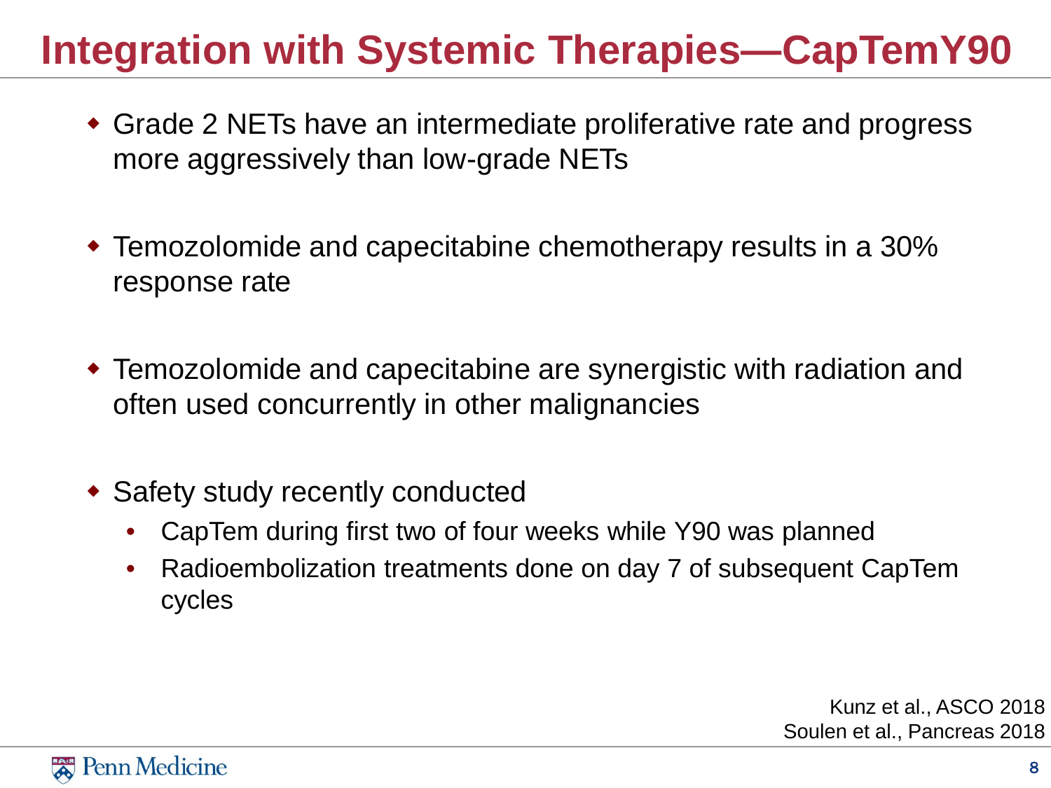# Integration with Systemic Therapies—CapTemY90

- Grade 2 NETs have an intermediate proliferative rate and progress more aggressively than low-grade NETs
- Temozolomide and capecitabine chemotherapy results in a 30% response rate
- Temozolomide and capecitabine are synergistic with radiation and often used concurrently in other malignancies
- Safety study recently conducted
  - CapTem during first two of four weeks while Y90 was planned
  - Radioembolization treatments done on day 7 of subsequent CapTem cycles

Kunz et al., ASCO 2018
Soulen et al., Pancreas 2018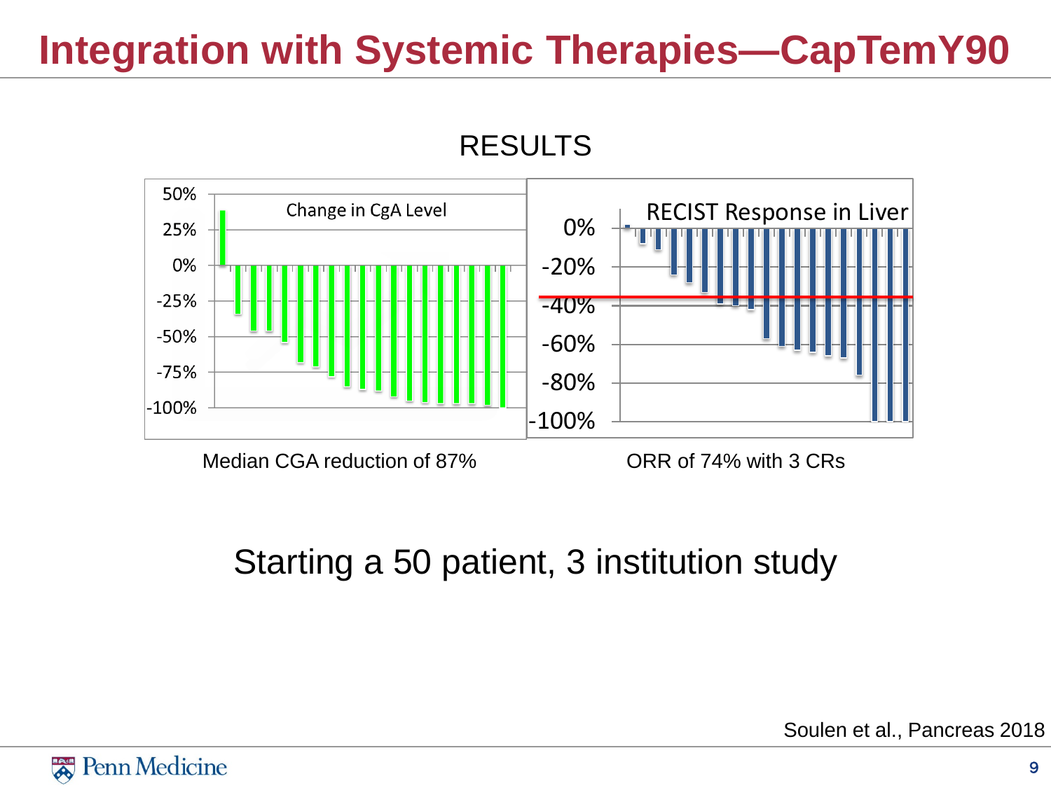# Integration with Systemic Therapies—CapTemY90

RESULTS

Change in CgA Level

RECIST Response in Liver

Median CGA reduction of 87%

ORR of 74% with 3 CRs

Starting a 50 patient, 3 institution study

Soulen et al., Pancreas 2018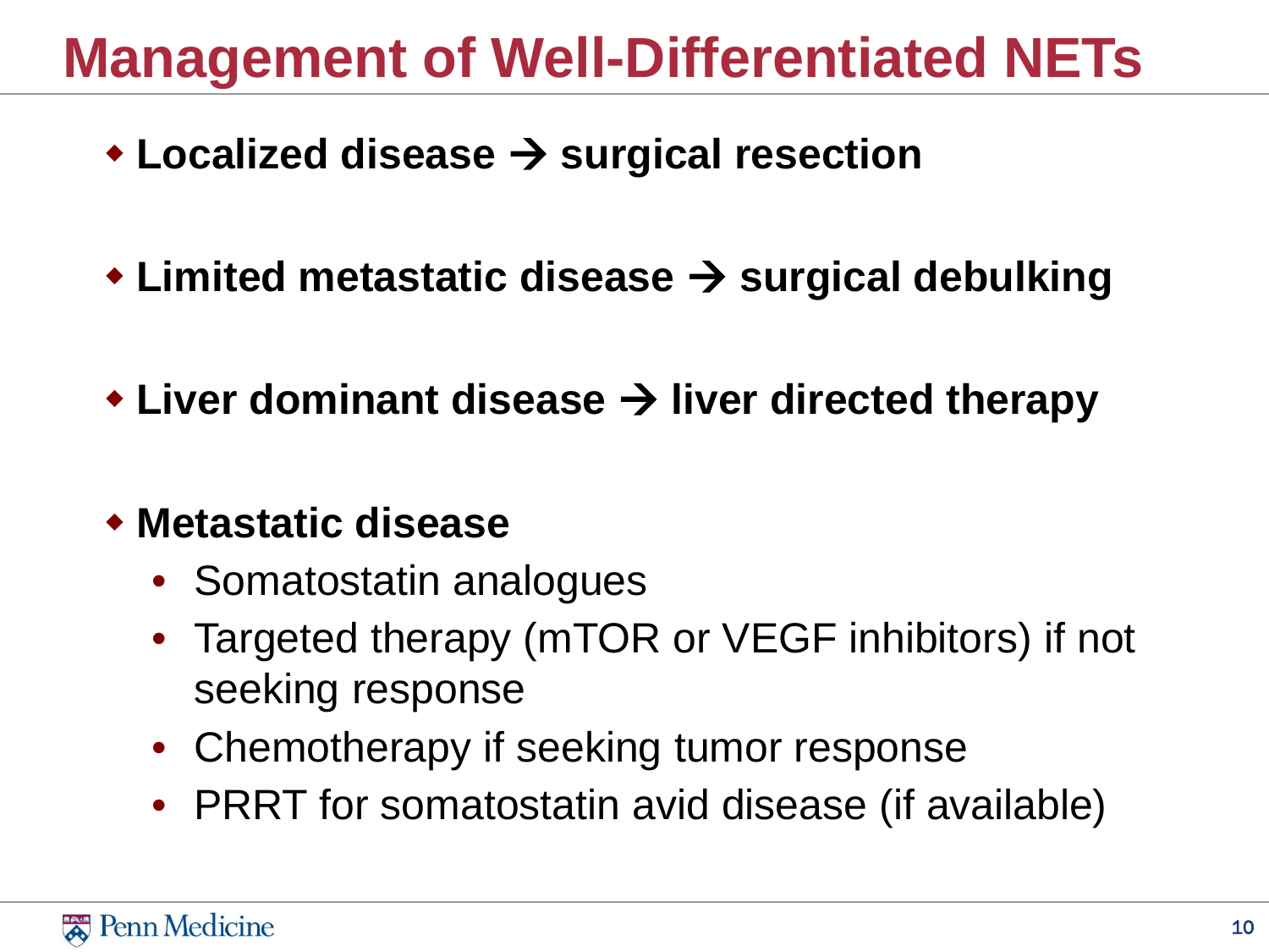# Management of Well-Differentiated NETs

- **Localized disease → surgical resection**
- **Limited metastatic disease → surgical debulking**
- **Liver dominant disease → liver directed therapy**
- **Metastatic disease**
  - Somatostatin analogues
  - Targeted therapy (mTOR or VEGF inhibitors) if not seeking response
  - Chemotherapy if seeking tumor response
  - PRRT for somatostatin avid disease (if available)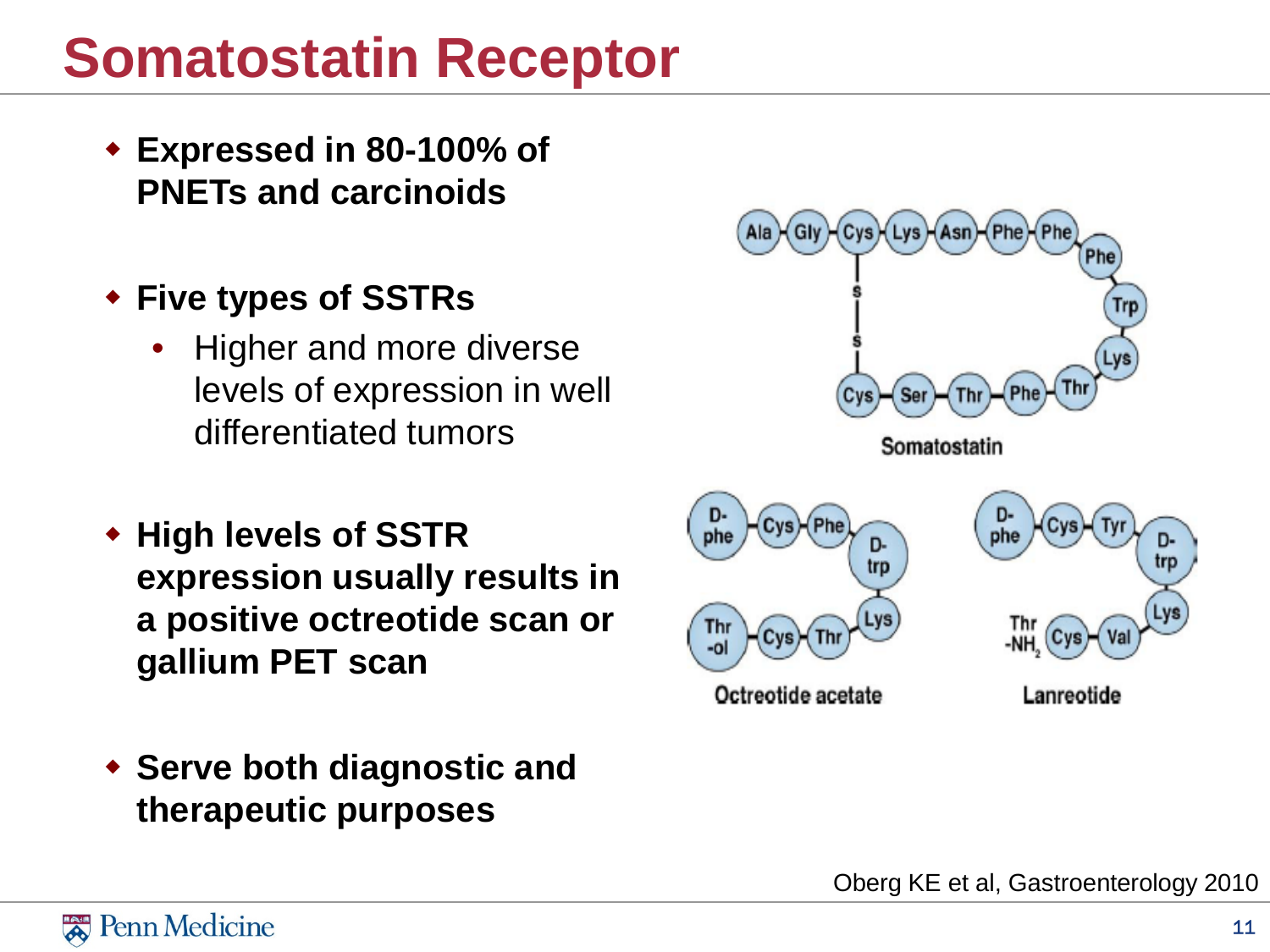# Somatostatin Receptor

- **Expressed in 80-100% of PNETs and carcinoids**
- **Five types of SSTRs**
  - Higher and more diverse levels of expression in well differentiated tumors
- **High levels of SSTR expression usually results in a positive octreotide scan or gallium PET scan**
- **Serve both diagnostic and therapeutic purposes**

Somatostatin

Octreotide acetate

Lanreotide

Oberg KE et al, Gastroenterology 2010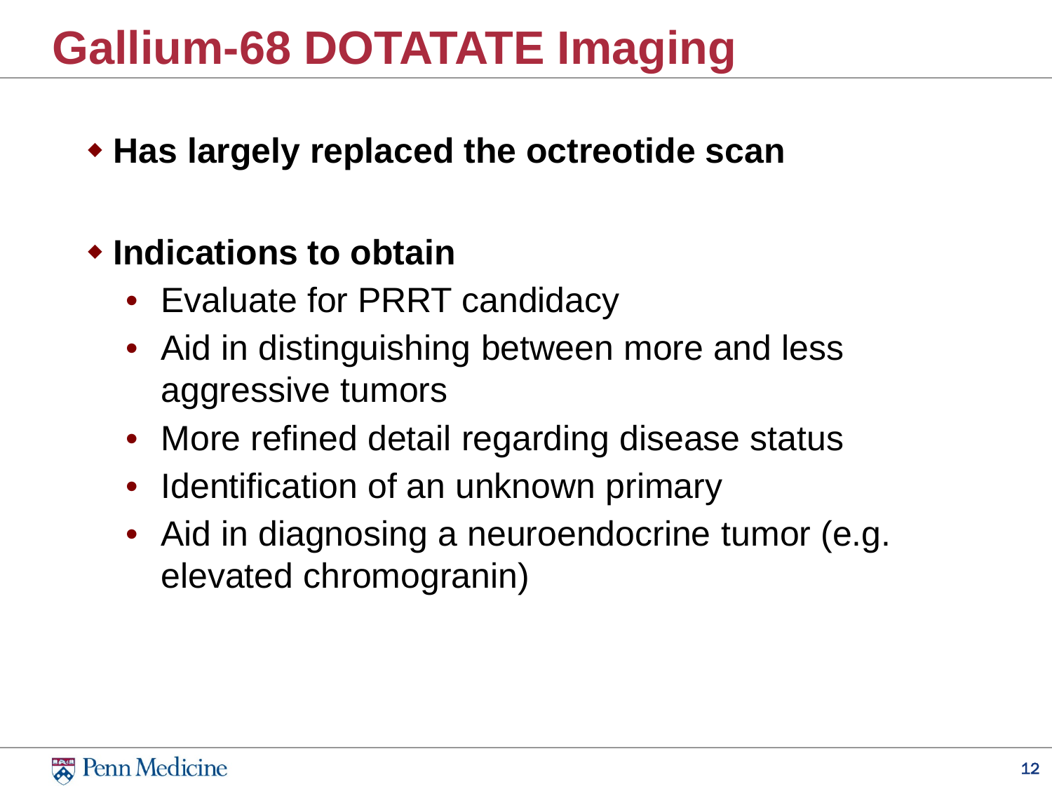# Gallium-68 DOTATATE Imaging

- **Has largely replaced the octreotide scan**

- **Indications to obtain**
  - Evaluate for PRRT candidacy
  - Aid in distinguishing between more and less aggressive tumors
  - More refined detail regarding disease status
  - Identification of an unknown primary
  - Aid in diagnosing a neuroendocrine tumor (e.g. elevated chromogranin)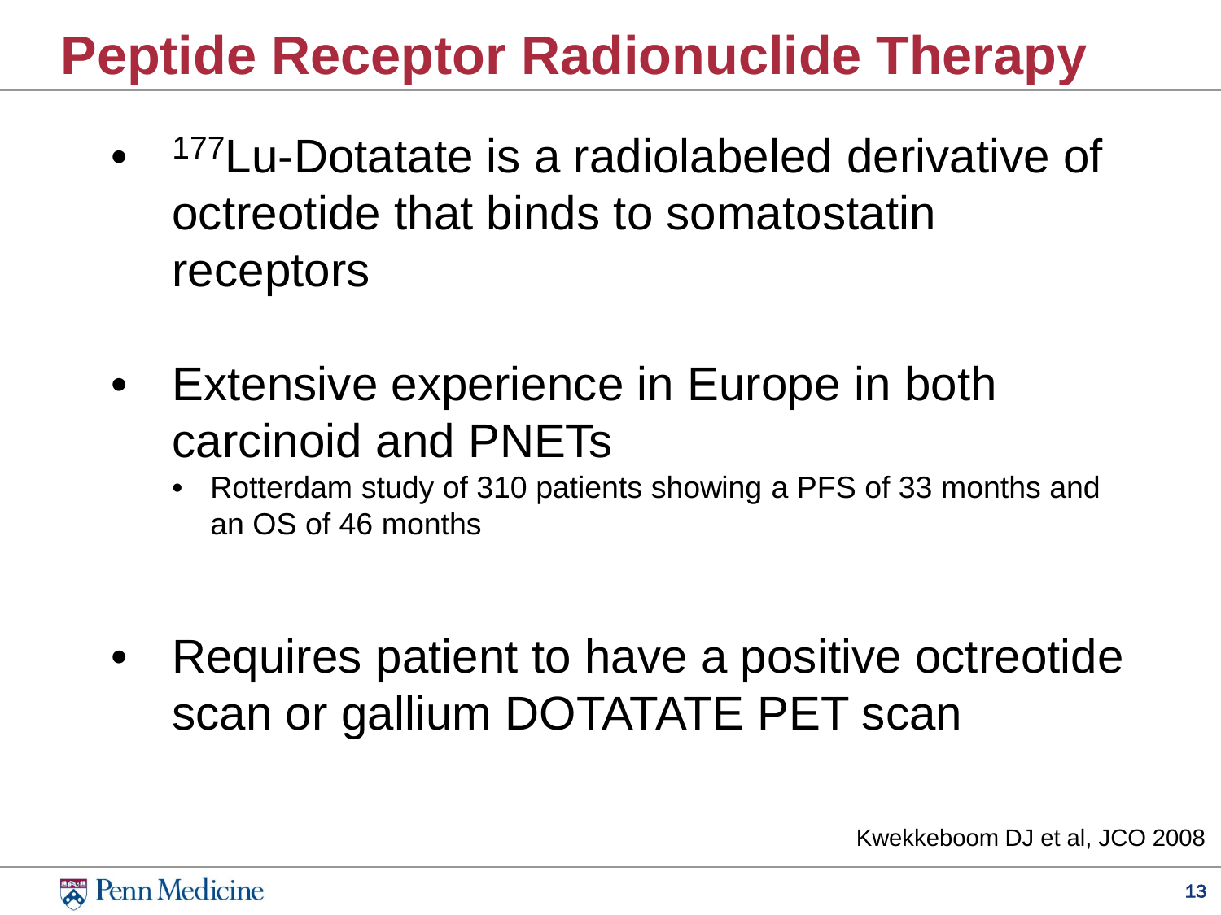# Peptide Receptor Radionuclide Therapy

- $^{177}$Lu-Dotatate is a radiolabeled derivative of octreotide that binds to somatostatin receptors

- Extensive experience in Europe in both carcinoid and PNETs
  - Rotterdam study of 310 patients showing a PFS of 33 months and an OS of 46 months

- Requires patient to have a positive octreotide scan or gallium DOTATATE PET scan

Kwekkeboom DJ et al, JCO 2008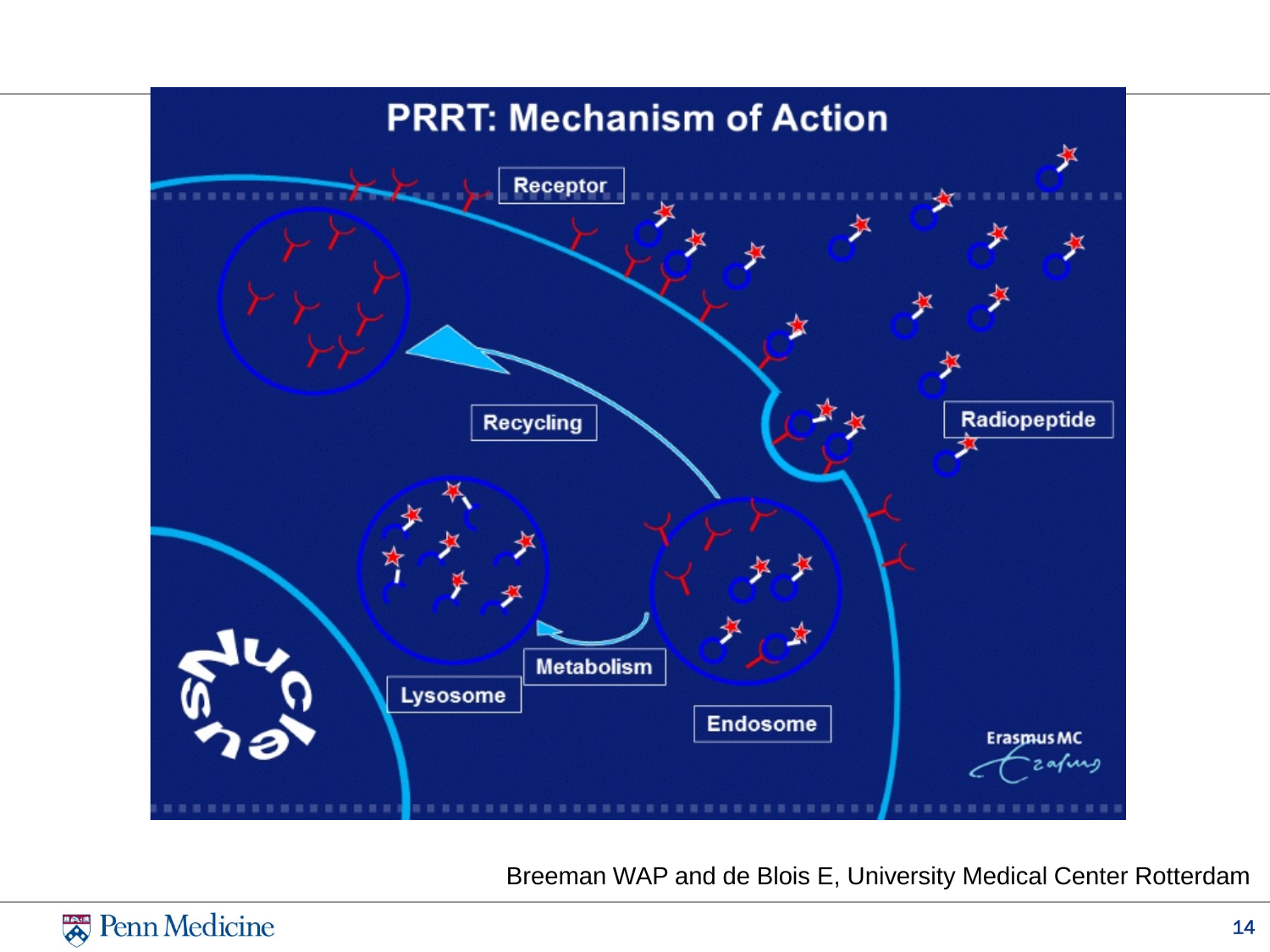# PRRT: Mechanism of Action

Receptor

Radiopeptide

Recycling

Lysosome

Metabolism

Endosome

Nucleus

Erasmus MC

Breeman WAP and de Blois E, University Medical Center Rotterdam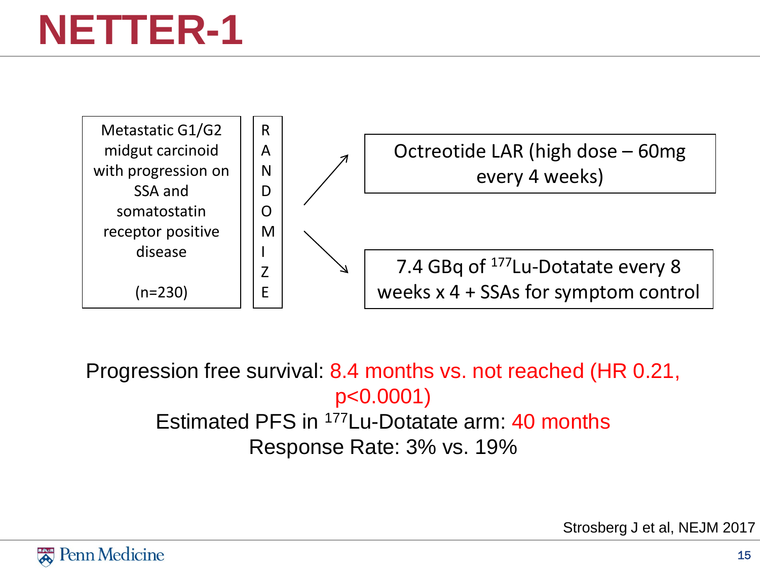# NETTER-1

Metastatic G1/G2 midgut carcinoid with progression on SSA and somatostatin receptor positive disease

(n=230)

RANDOMIZE

- Octreotide LAR (high dose – 60mg every 4 weeks)
- 7.4 GBq of $^{177}$Lu-Dotatate every 8 weeks x 4 + SSAs for symptom control

Progression free survival: 8.4 months vs. not reached (HR 0.21, $p<0.0001$)

Estimated PFS in $^{177}$Lu-Dotatate arm: 40 months

Response Rate: 3% vs. 19%

Strosberg J et al, NEJM 2017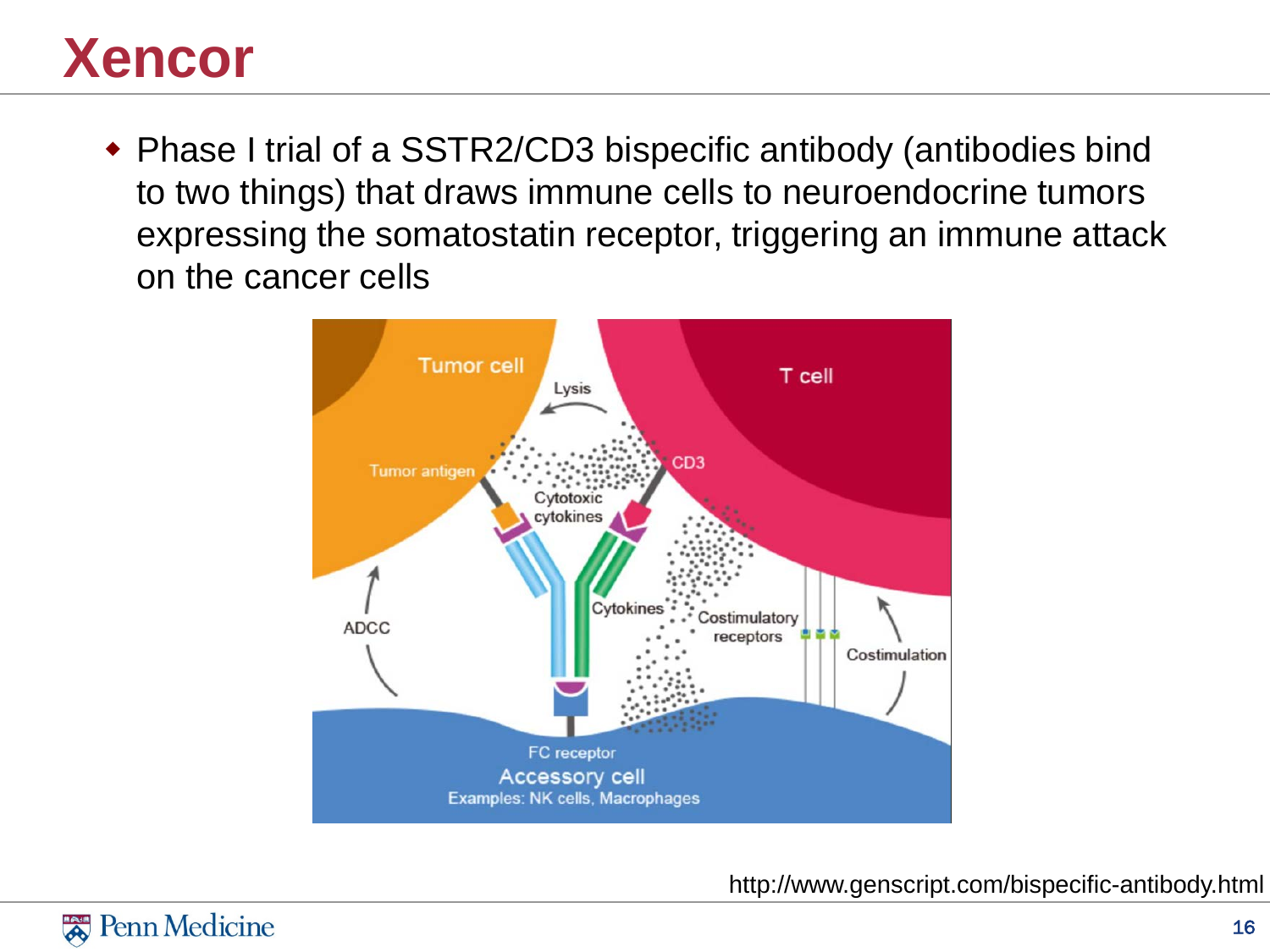# Xencor

- Phase I trial of a SSTR2/CD3 bispecific antibody (antibodies bind to two things) that draws immune cells to neuroendocrine tumors expressing the somatostatin receptor, triggering an immune attack on the cancer cells

http://www.genscript.com/bispecific-antibody.html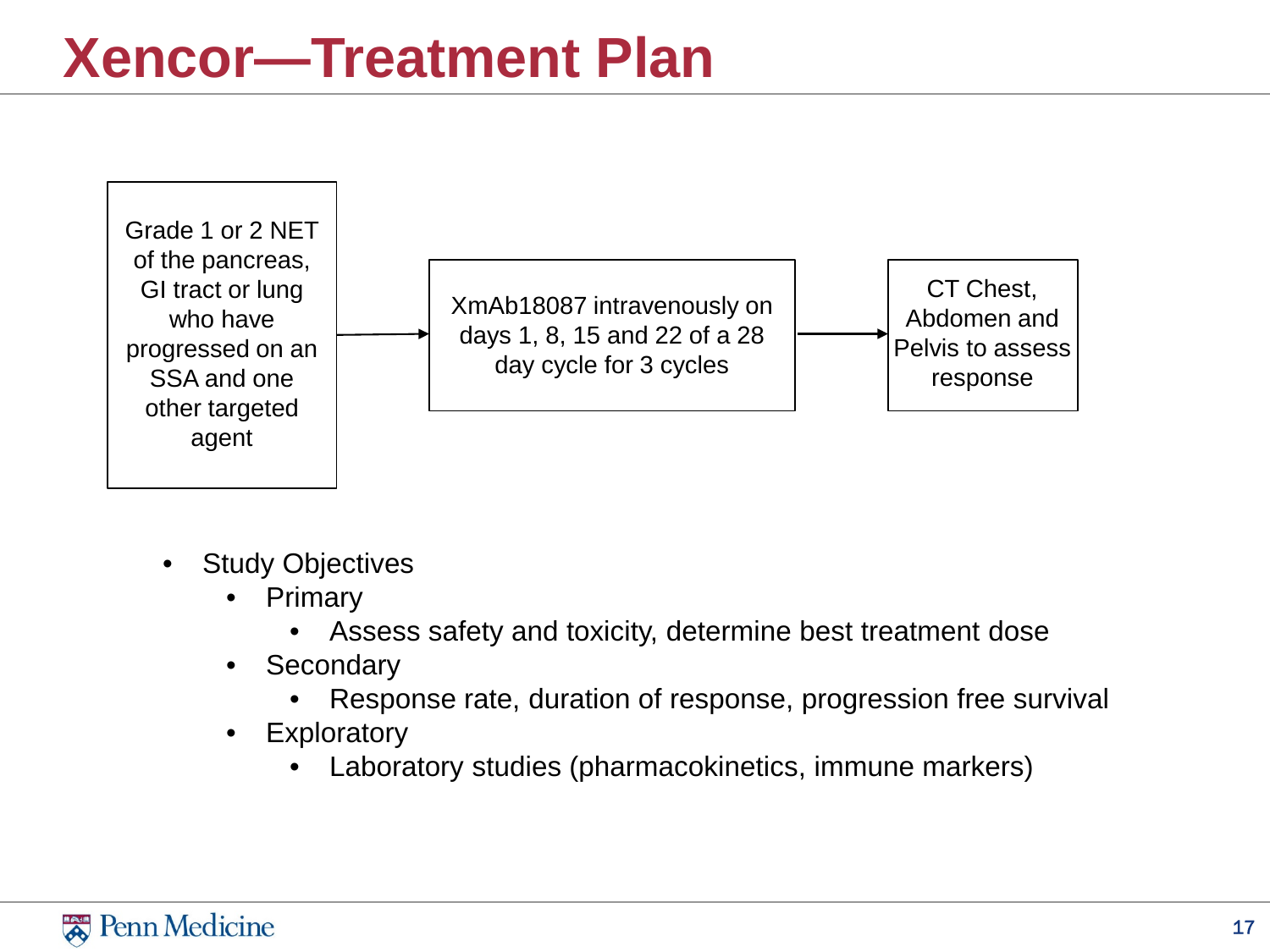# Xencor—Treatment Plan

Grade 1 or 2 NET of the pancreas, GI tract or lung who have progressed on an SSA and one other targeted agent → XmAb18087 intravenously on days 1, 8, 15 and 22 of a 28 day cycle for 3 cycles → CT Chest, Abdomen and Pelvis to assess response

- Study Objectives
  - Primary
    - Assess safety and toxicity, determine best treatment dose
  - Secondary
    - Response rate, duration of response, progression free survival
  - Exploratory
    - Laboratory studies (pharmacokinetics, immune markers)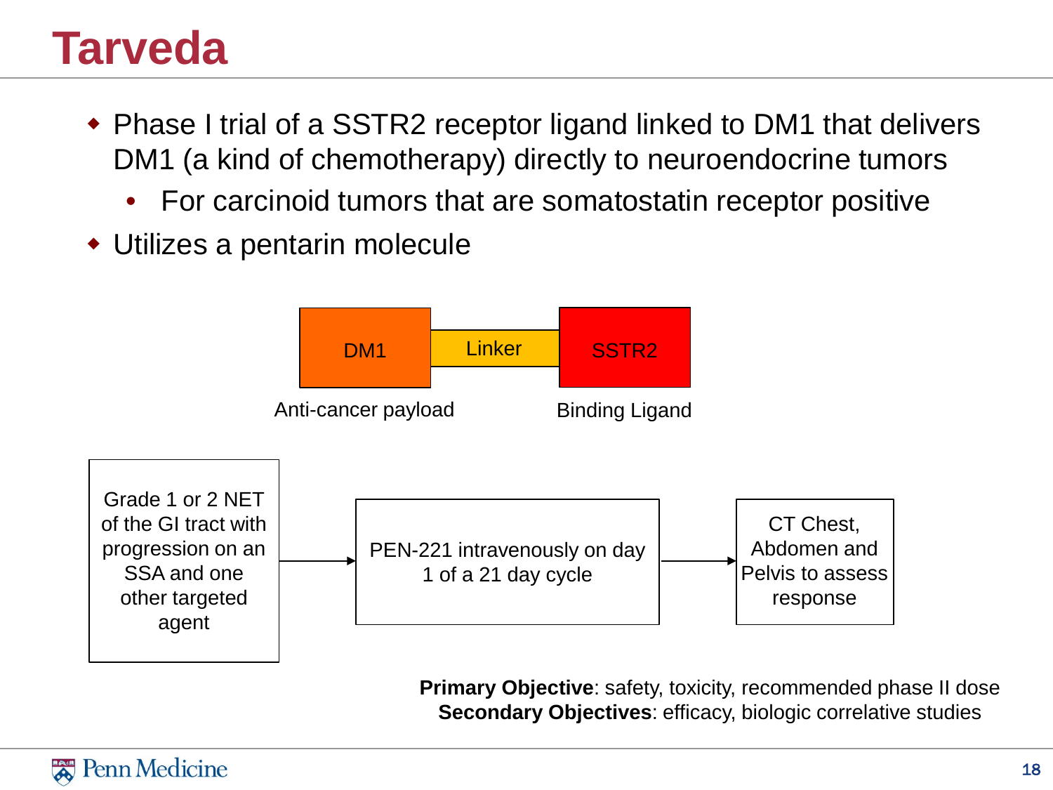# Tarveda

- Phase I trial of a SSTR2 receptor ligand linked to DM1 that delivers DM1 (a kind of chemotherapy) directly to neuroendocrine tumors
  - For carcinoid tumors that are somatostatin receptor positive
- Utilizes a pentarin molecule

DM1 — Linker — SSTR2

Anti-cancer payload — Binding Ligand

Grade 1 or 2 NET of the GI tract with progression on an SSA and one other targeted agent → PEN-221 intravenously on day 1 of a 21 day cycle → CT Chest, Abdomen and Pelvis to assess response

**Primary Objective**: safety, toxicity, recommended phase II dose
**Secondary Objectives**: efficacy, biologic correlative studies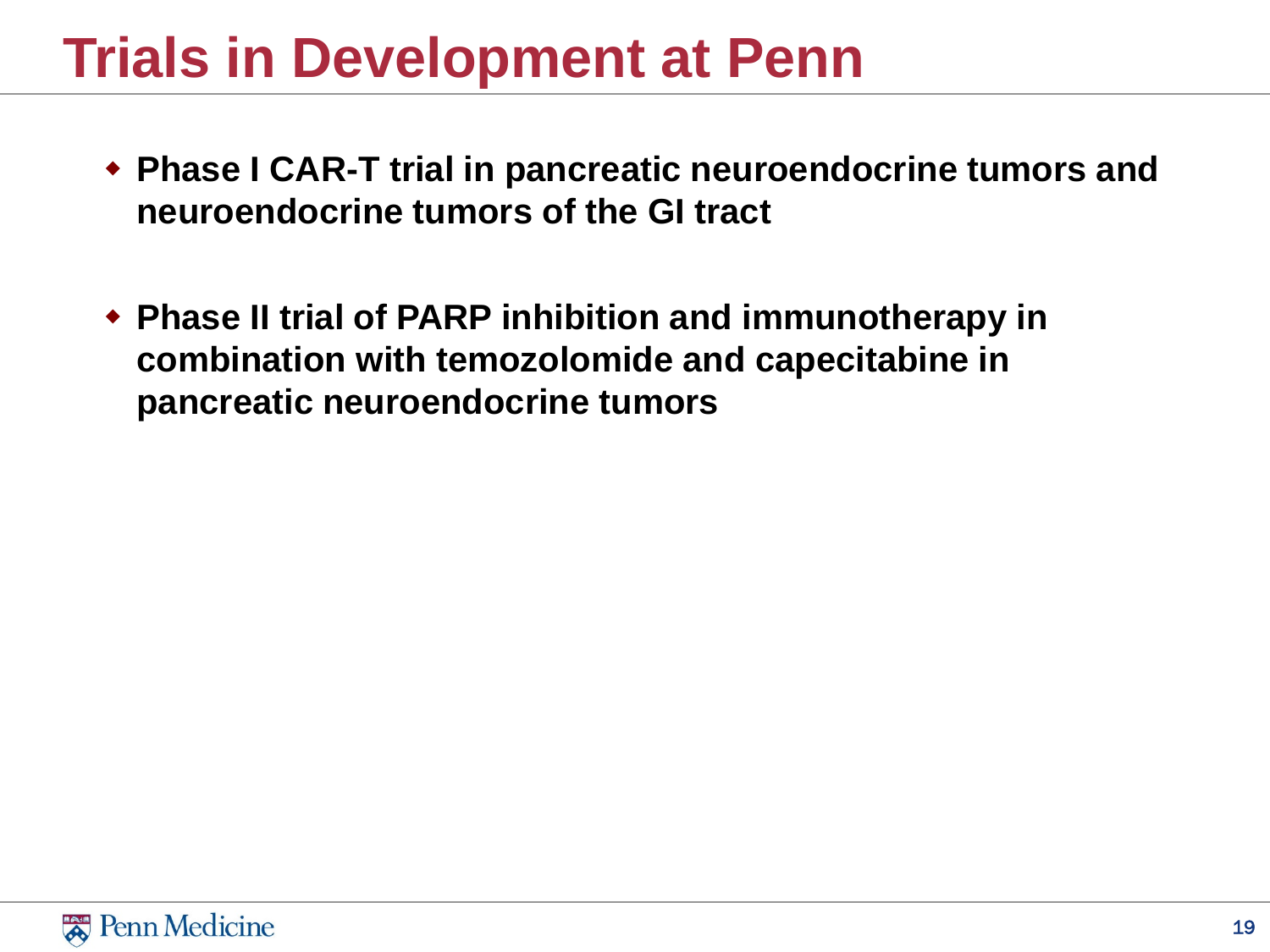# Trials in Development at Penn

- **Phase I CAR-T trial in pancreatic neuroendocrine tumors and neuroendocrine tumors of the GI tract**

- **Phase II trial of PARP inhibition and immunotherapy in combination with temozolomide and capecitabine in pancreatic neuroendocrine tumors**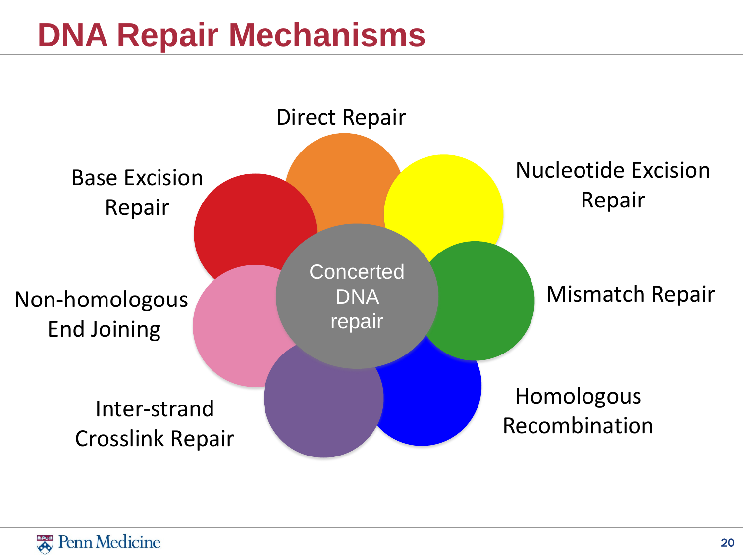# DNA Repair Mechanisms

- Direct Repair
- Nucleotide Excision Repair
- Mismatch Repair
- Homologous Recombination
- Inter-strand Crosslink Repair
- Non-homologous End Joining
- Base Excision Repair

Concerted DNA repair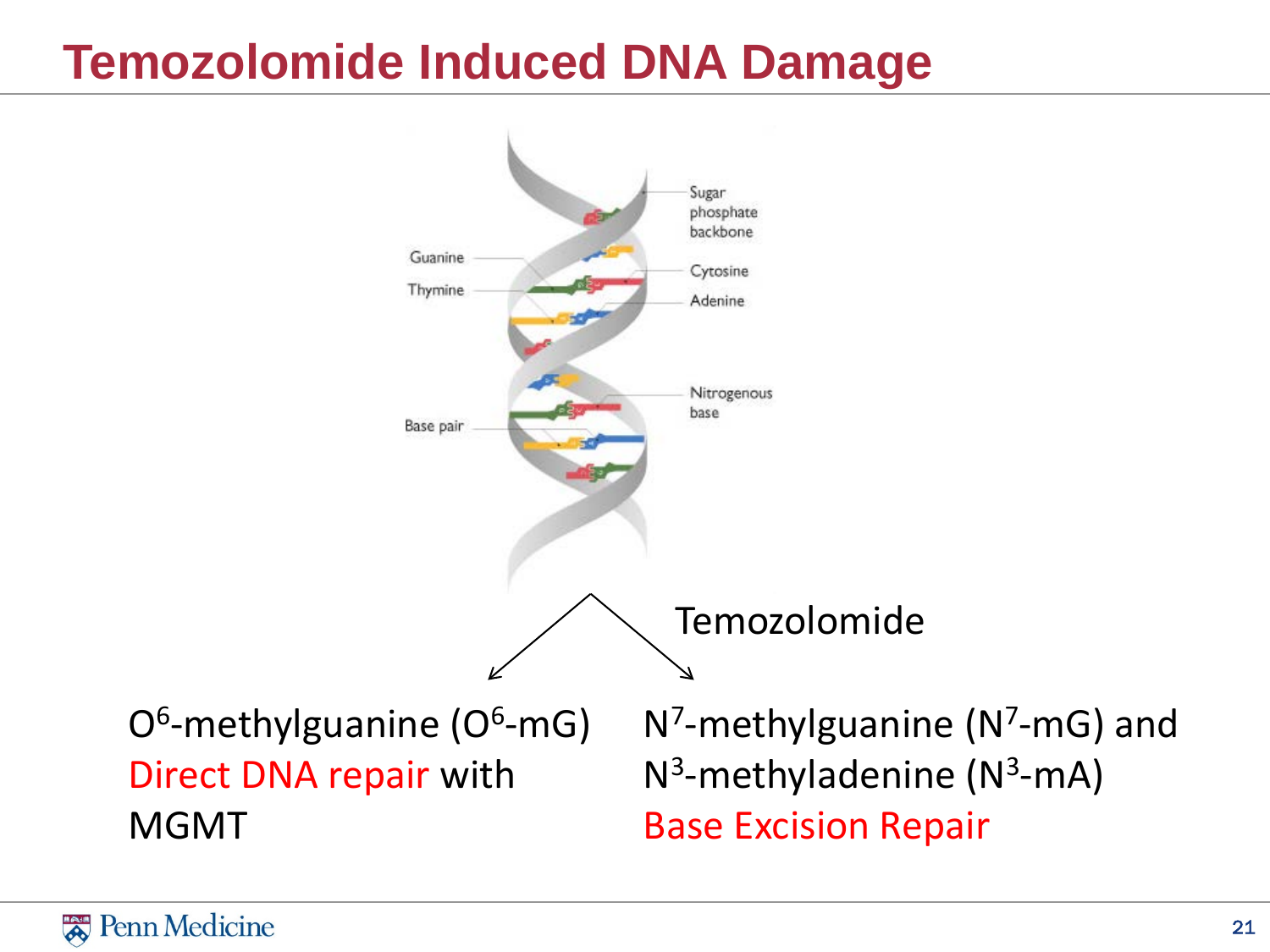# Temozolomide Induced DNA Damage

Temozolomide

$O^6$-methylguanine ($O^6$-mG)
Direct DNA repair with MGMT

$N^7$-methylguanine ($N^7$-mG) and $N^3$-methyladenine ($N^3$-mA)
Base Excision Repair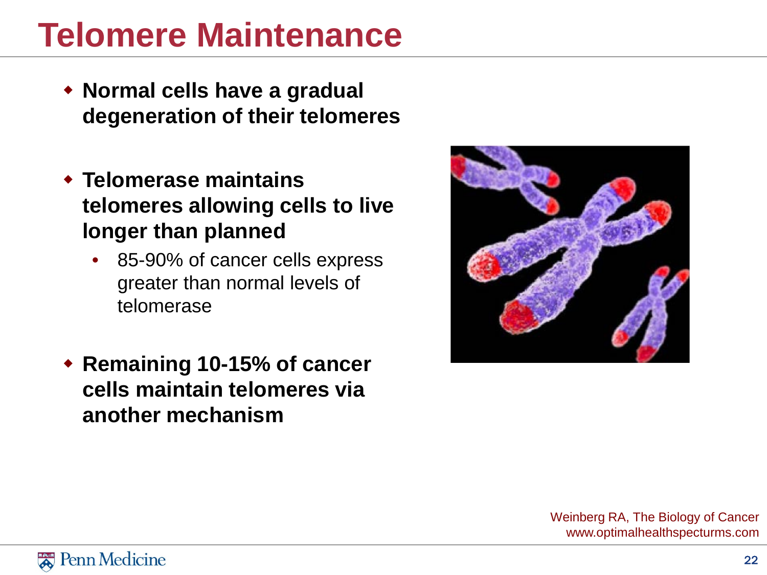# Telomere Maintenance

- **Normal cells have a gradual degeneration of their telomeres**
- **Telomerase maintains telomeres allowing cells to live longer than planned**
  - 85-90% of cancer cells express greater than normal levels of telomerase
- **Remaining 10-15% of cancer cells maintain telomeres via another mechanism**

Weinberg RA, The Biology of Cancer
www.optimalhealthspecturms.com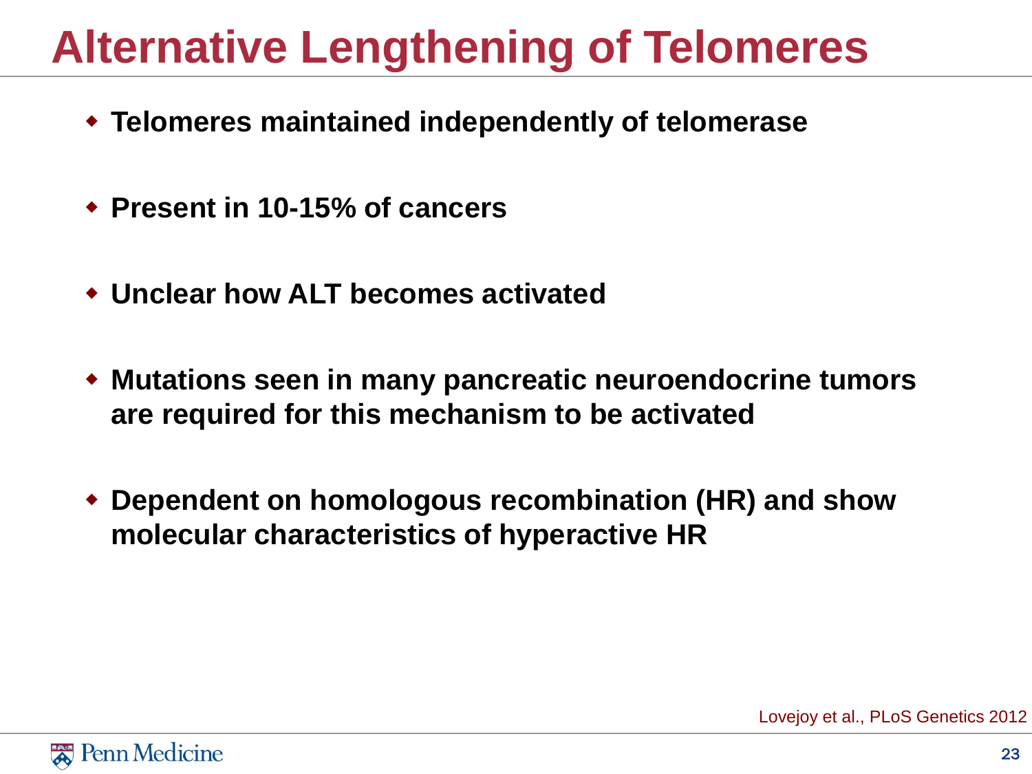# Alternative Lengthening of Telomeres

- **Telomeres maintained independently of telomerase**
- **Present in 10-15% of cancers**
- **Unclear how ALT becomes activated**
- **Mutations seen in many pancreatic neuroendocrine tumors are required for this mechanism to be activated**
- **Dependent on homologous recombination (HR) and show molecular characteristics of hyperactive HR**

Lovejoy et al., PLoS Genetics 2012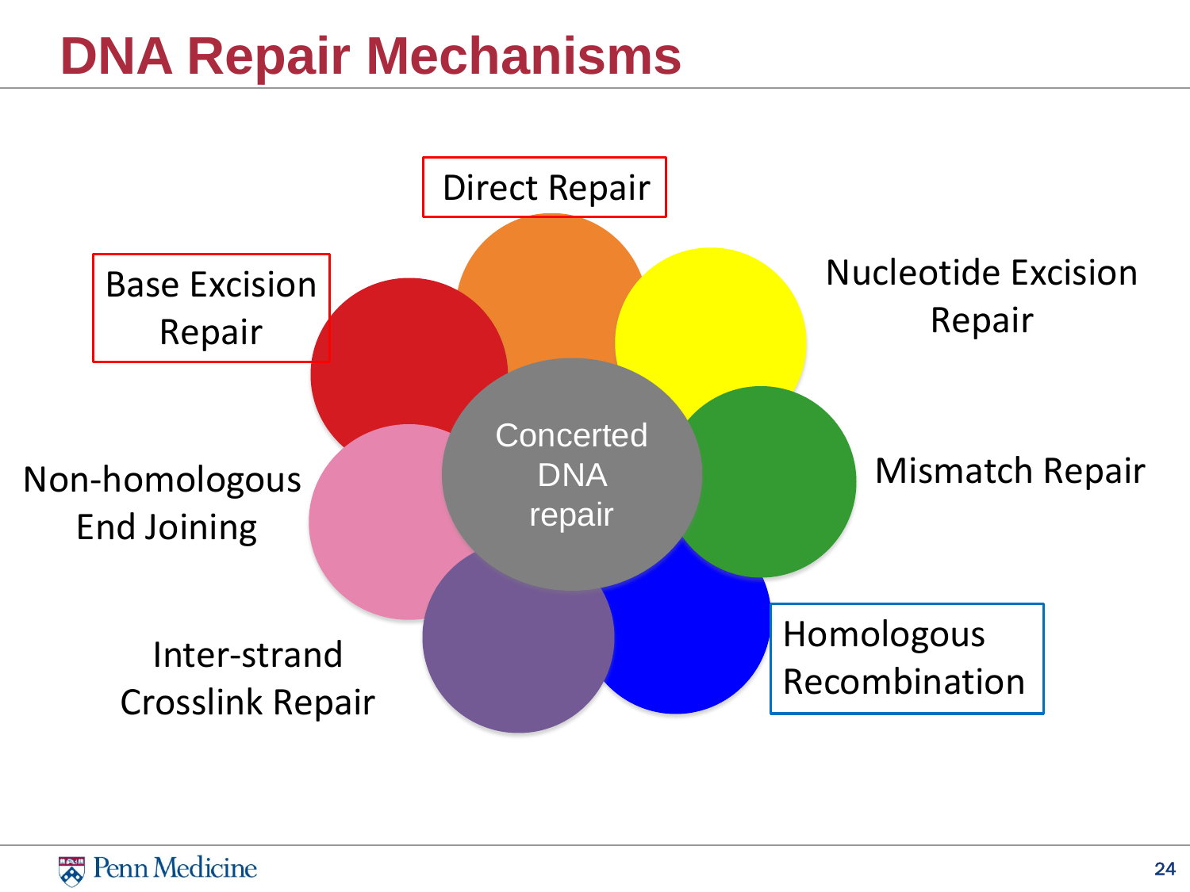# DNA Repair Mechanisms

Direct Repair

Base Excision Repair

Nucleotide Excision Repair

Concerted DNA repair

Non-homologous End Joining

Mismatch Repair

Inter-strand Crosslink Repair

Homologous Recombination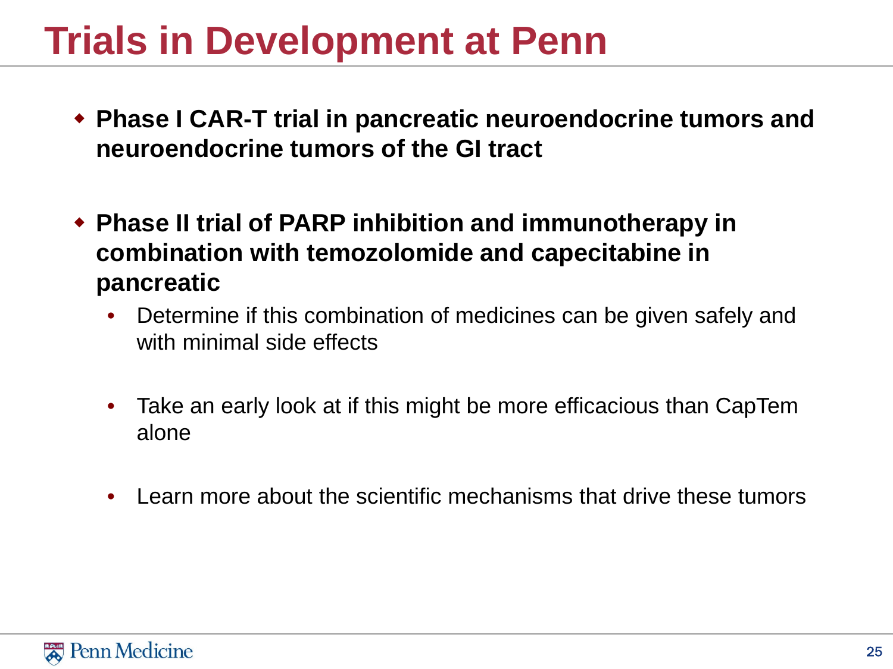# Trials in Development at Penn

- **Phase I CAR-T trial in pancreatic neuroendocrine tumors and neuroendocrine tumors of the GI tract**

- **Phase II trial of PARP inhibition and immunotherapy in combination with temozolomide and capecitabine in pancreatic**
  - Determine if this combination of medicines can be given safely and with minimal side effects
  - Take an early look at if this might be more efficacious than CapTem alone
  - Learn more about the scientific mechanisms that drive these tumors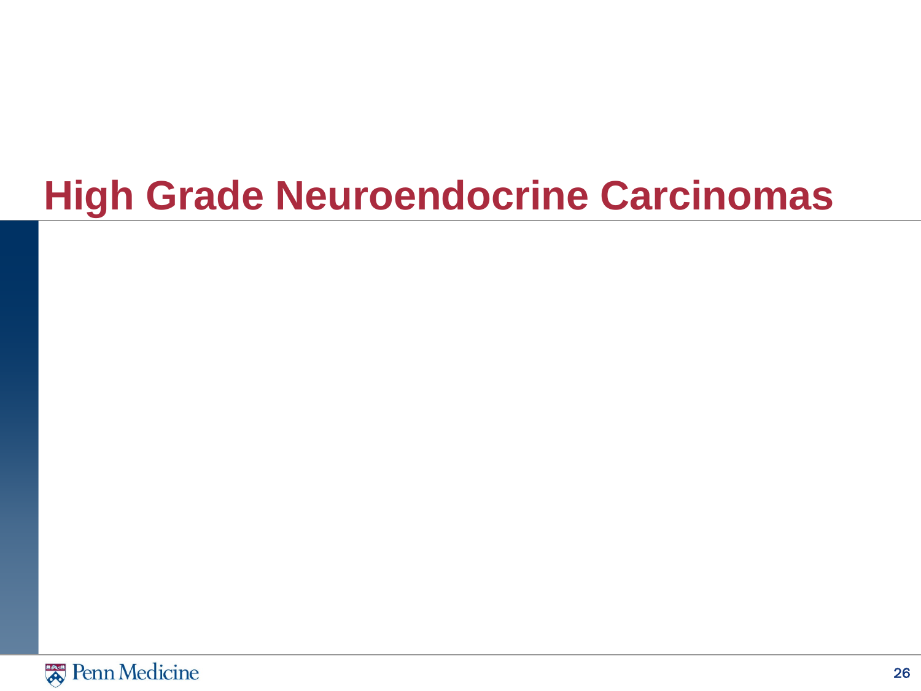# High Grade Neuroendocrine Carcinomas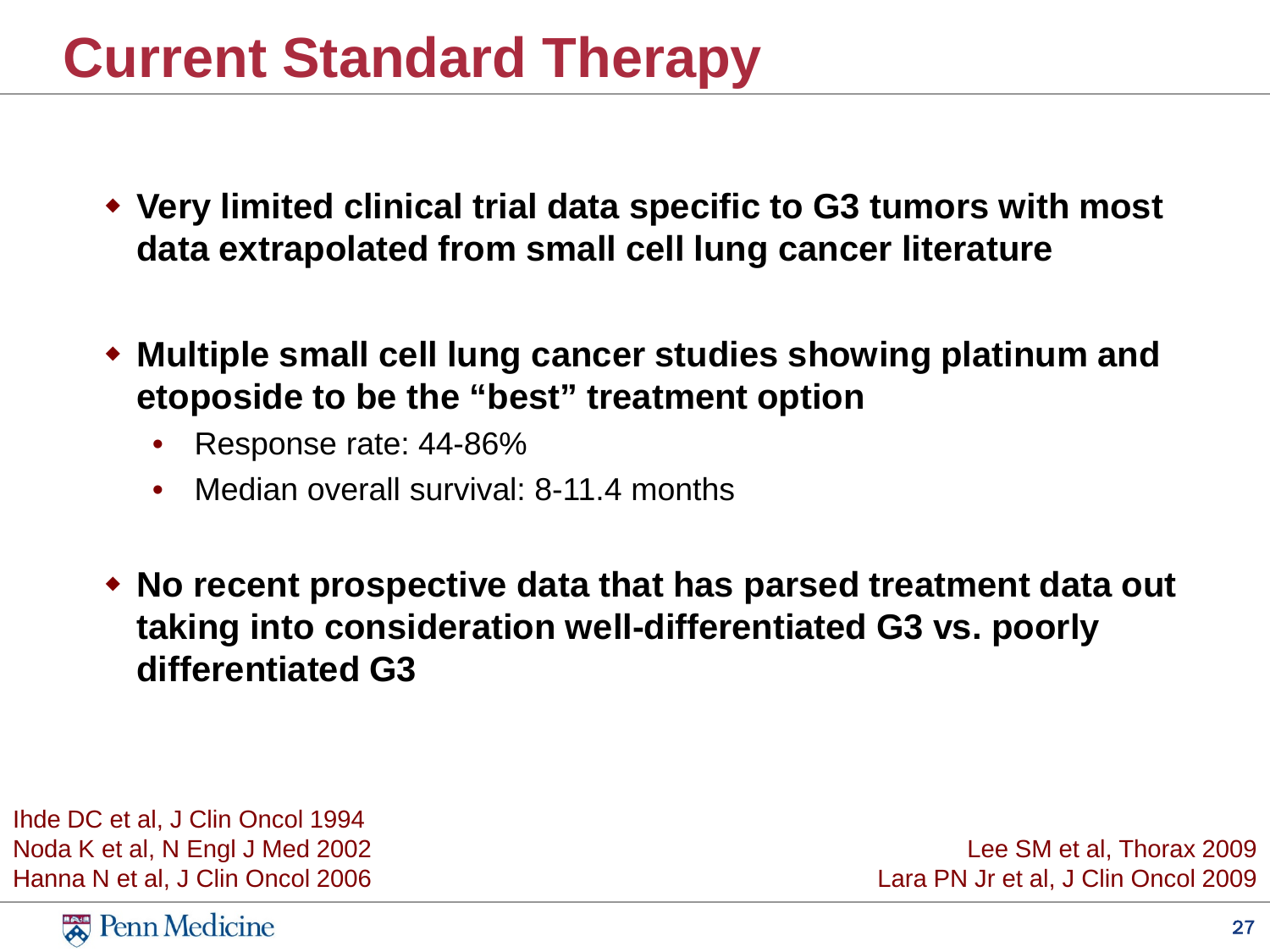# Current Standard Therapy

- **Very limited clinical trial data specific to G3 tumors with most data extrapolated from small cell lung cancer literature**

- **Multiple small cell lung cancer studies showing platinum and etoposide to be the "best" treatment option**
  - Response rate: 44-86%
  - Median overall survival: 8-11.4 months

- **No recent prospective data that has parsed treatment data out taking into consideration well-differentiated G3 vs. poorly differentiated G3**

Ihde DC et al, J Clin Oncol 1994
Noda K et al, N Engl J Med 2002
Hanna N et al, J Clin Oncol 2006

Lee SM et al, Thorax 2009
Lara PN Jr et al, J Clin Oncol 2009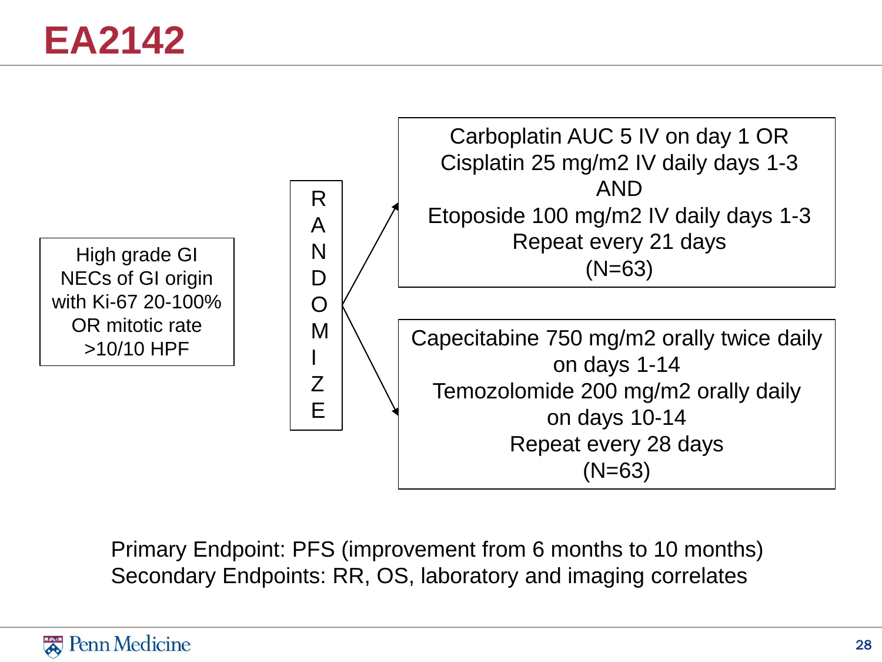# EA2142

High grade GI NECs of GI origin with Ki-67 20-100% OR mitotic rate >10/10 HPF

RANDOMIZE

**Arm 1:**

Carboplatin AUC 5 IV on day 1 OR
Cisplatin 25 mg/m2 IV daily days 1-3
AND
Etoposide 100 mg/m2 IV daily days 1-3
Repeat every 21 days
(N=63)

**Arm 2:**

Capecitabine 750 mg/m2 orally twice daily on days 1-14
Temozolomide 200 mg/m2 orally daily on days 10-14
Repeat every 28 days
(N=63)

Primary Endpoint: PFS (improvement from 6 months to 10 months)
Secondary Endpoints: RR, OS, laboratory and imaging correlates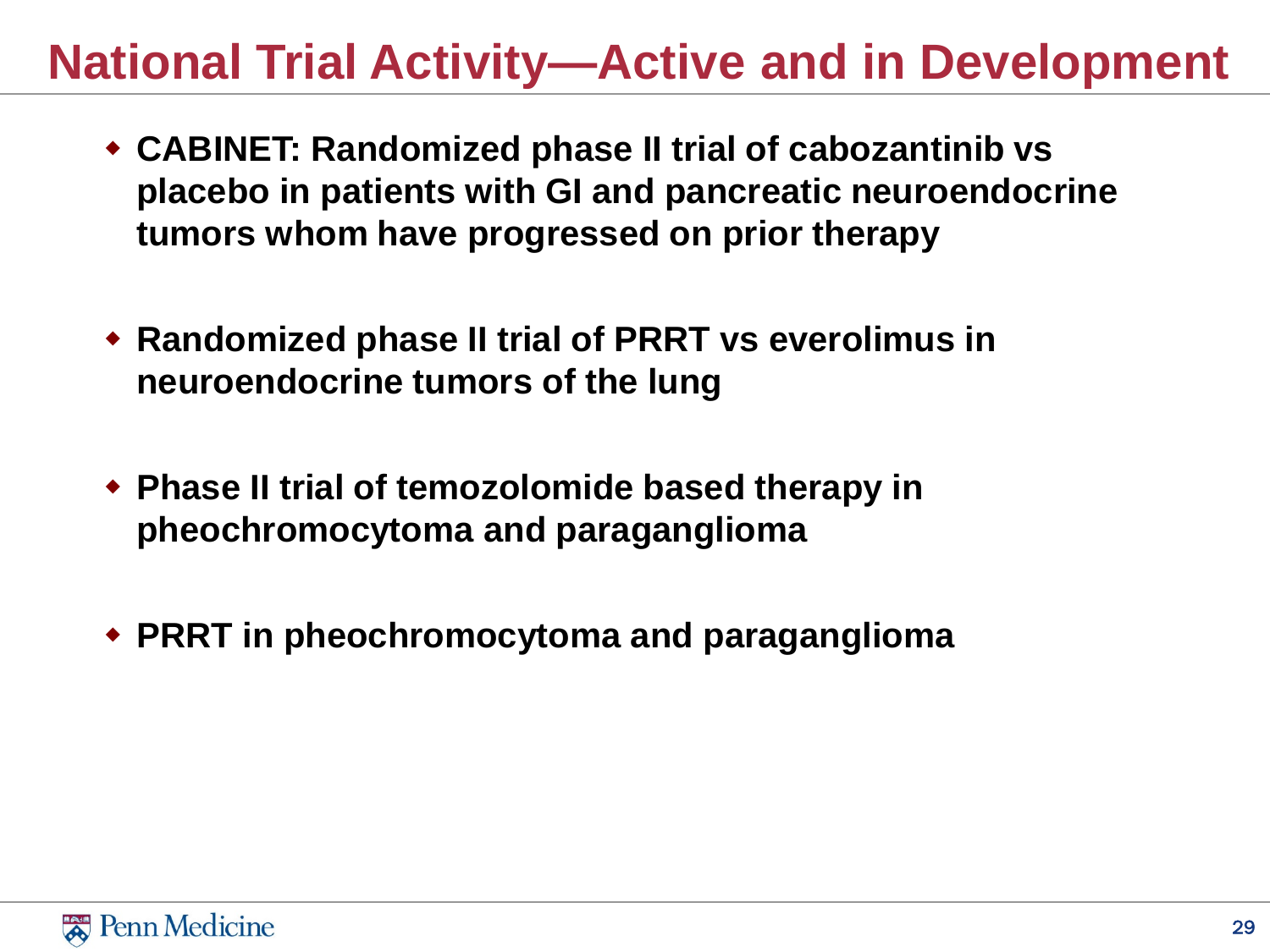# National Trial Activity—Active and in Development

- **CABINET: Randomized phase II trial of cabozantinib vs placebo in patients with GI and pancreatic neuroendocrine tumors whom have progressed on prior therapy**

- **Randomized phase II trial of PRRT vs everolimus in neuroendocrine tumors of the lung**

- **Phase II trial of temozolomide based therapy in pheochromocytoma and paraganglioma**

- **PRRT in pheochromocytoma and paraganglioma**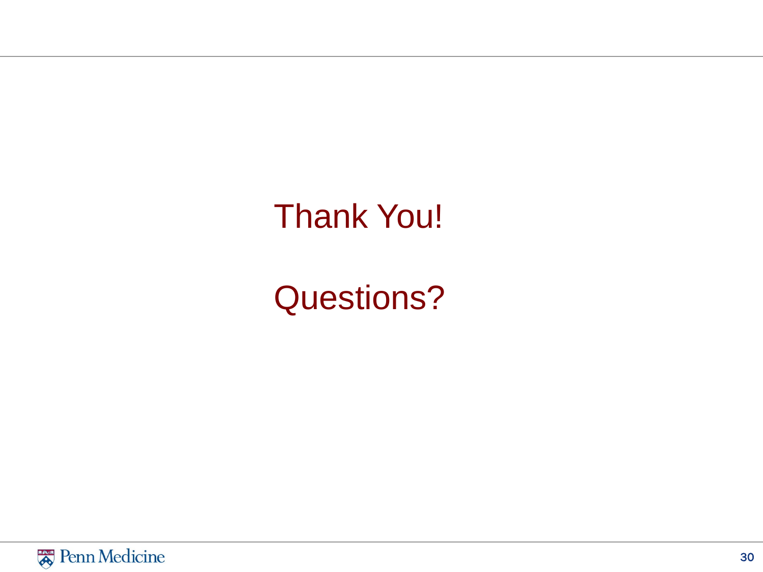Thank You!

Questions?